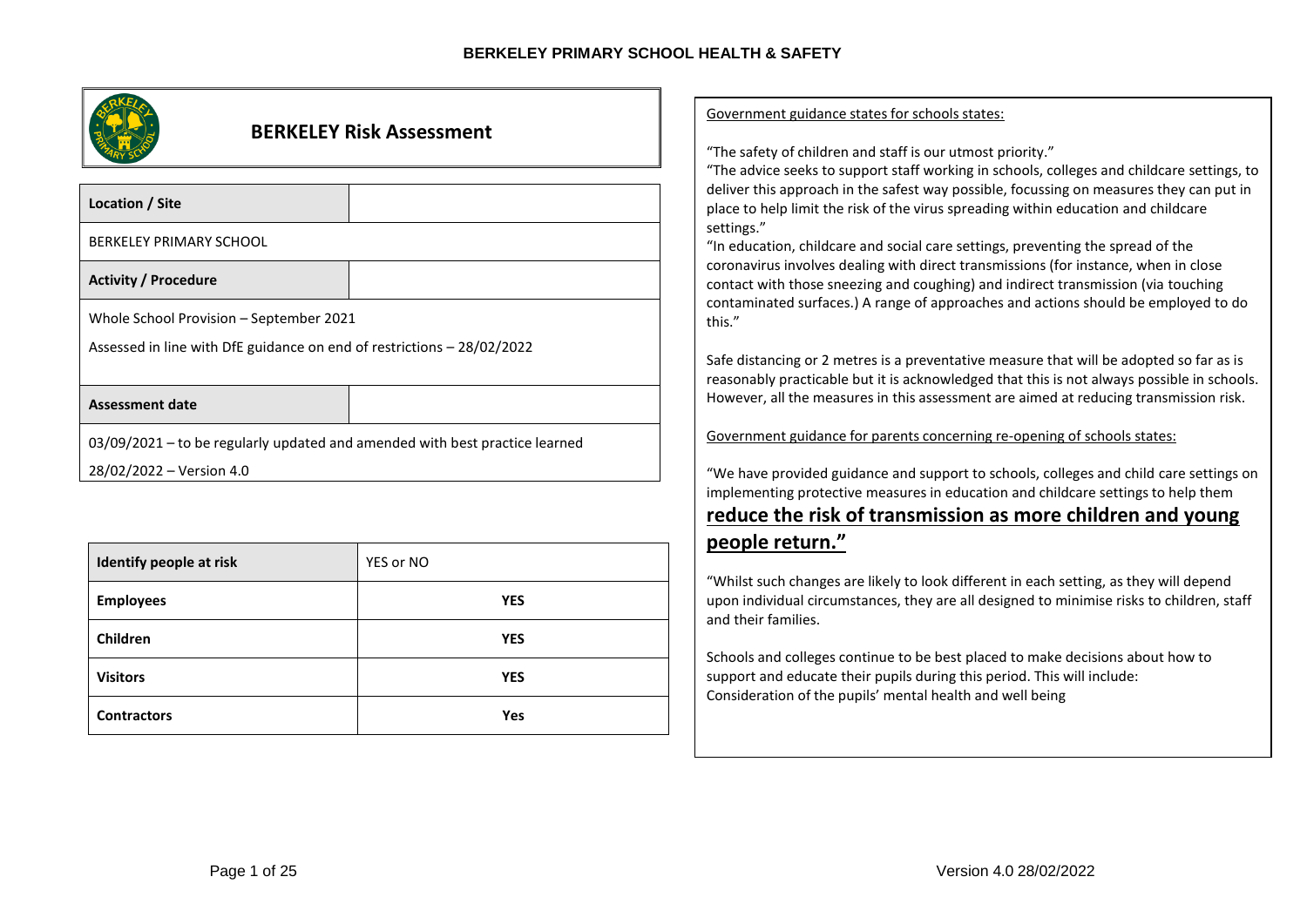# BERKELEY Risk Assessment

| Location / Site | |
|---|---|
| BERKELEY PRIMARY SCHOOL | |
| **Activity / Procedure** | |
| Whole School Provision – September 2021<br>Assessed in line with DfE guidance on end of restrictions – 28/02/2022 | |
| **Assessment date** | |
| 03/09/2021 – to be regularly updated and amended with best practice learned<br>28/02/2022 – Version 4.0 | |

| Identify people at risk | YES or NO |
|---|---|
| **Employees** | **YES** |
| **Children** | **YES** |
| **Visitors** | **YES** |
| **Contractors** | **Yes** |

Government guidance states for schools states:

"The safety of children and staff is our utmost priority."
"The advice seeks to support staff working in schools, colleges and childcare settings, to deliver this approach in the safest way possible, focussing on measures they can put in place to help limit the risk of the virus spreading within education and childcare settings."
"In education, childcare and social care settings, preventing the spread of the coronavirus involves dealing with direct transmissions (for instance, when in close contact with those sneezing and coughing) and indirect transmission (via touching contaminated surfaces.) A range of approaches and actions should be employed to do this."

Safe distancing or 2 metres is a preventative measure that will be adopted so far as is reasonably practicable but it is acknowledged that this is not always possible in schools. However, all the measures in this assessment are aimed at reducing transmission risk.

Government guidance for parents concerning re-opening of schools states:

"We have provided guidance and support to schools, colleges and child care settings on implementing protective measures in education and childcare settings to help them **reduce the risk of transmission as more children and young people return."**

"Whilst such changes are likely to look different in each setting, as they will depend upon individual circumstances, they are all designed to minimise risks to children, staff and their families.

Schools and colleges continue to be best placed to make decisions about how to support and educate their pupils during this period. This will include:
Consideration of the pupils' mental health and well being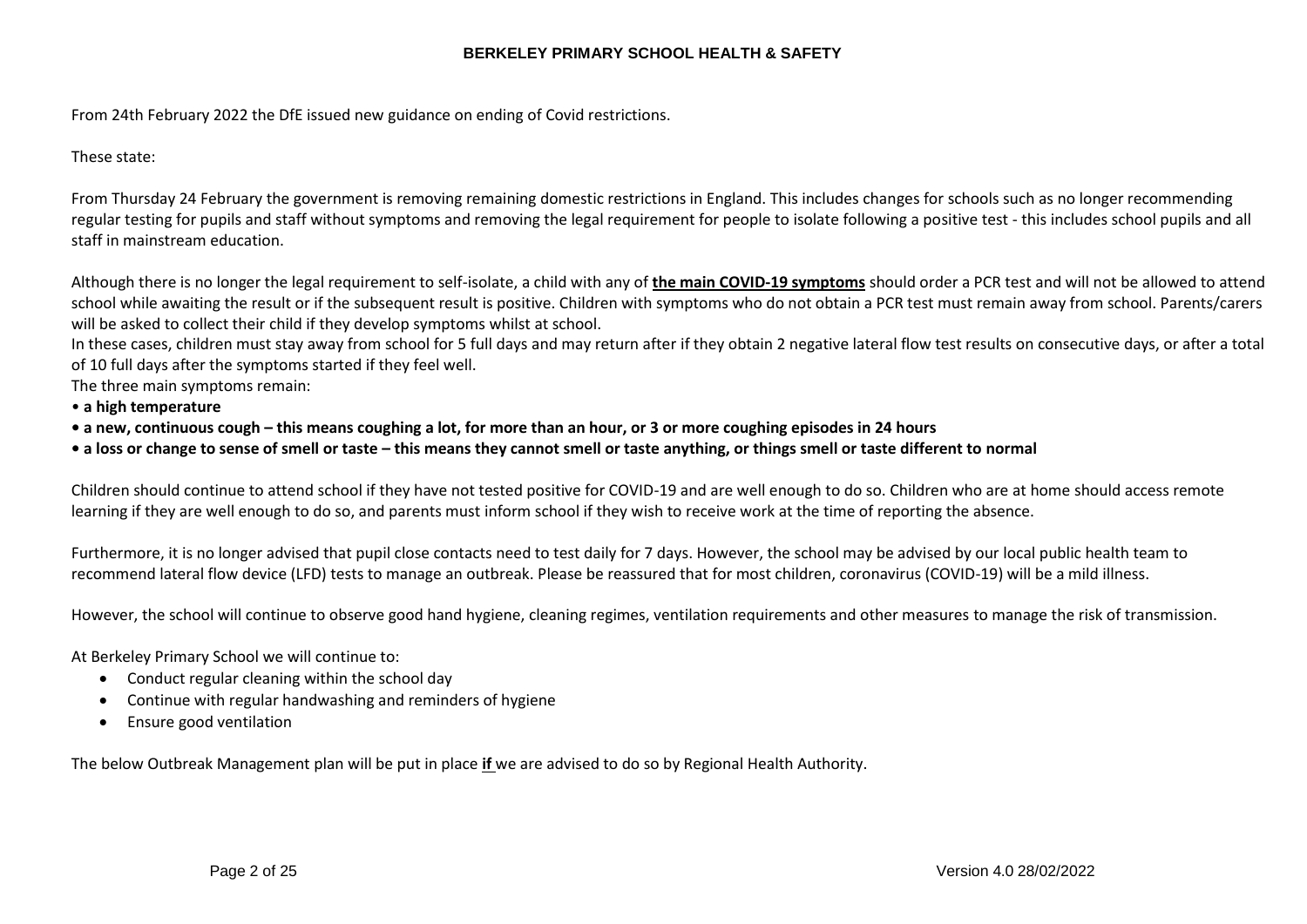From 24th February 2022 the DfE issued new guidance on ending of Covid restrictions.

These state:

From Thursday 24 February the government is removing remaining domestic restrictions in England. This includes changes for schools such as no longer recommending regular testing for pupils and staff without symptoms and removing the legal requirement for people to isolate following a positive test - this includes school pupils and all staff in mainstream education.

Although there is no longer the legal requirement to self-isolate, a child with any of **the main COVID-19 symptoms** should order a PCR test and will not be allowed to attend school while awaiting the result or if the subsequent result is positive. Children with symptoms who do not obtain a PCR test must remain away from school. Parents/carers will be asked to collect their child if they develop symptoms whilst at school.
In these cases, children must stay away from school for 5 full days and may return after if they obtain 2 negative lateral flow test results on consecutive days, or after a total of 10 full days after the symptoms started if they feel well.
The three main symptoms remain:

- **a high temperature**
- **a new, continuous cough – this means coughing a lot, for more than an hour, or 3 or more coughing episodes in 24 hours**
- **a loss or change to sense of smell or taste – this means they cannot smell or taste anything, or things smell or taste different to normal**

Children should continue to attend school if they have not tested positive for COVID-19 and are well enough to do so. Children who are at home should access remote learning if they are well enough to do so, and parents must inform school if they wish to receive work at the time of reporting the absence.

Furthermore, it is no longer advised that pupil close contacts need to test daily for 7 days. However, the school may be advised by our local public health team to recommend lateral flow device (LFD) tests to manage an outbreak. Please be reassured that for most children, coronavirus (COVID-19) will be a mild illness.

However, the school will continue to observe good hand hygiene, cleaning regimes, ventilation requirements and other measures to manage the risk of transmission.

At Berkeley Primary School we will continue to:

- Conduct regular cleaning within the school day
- Continue with regular handwashing and reminders of hygiene
- Ensure good ventilation

The below Outbreak Management plan will be put in place **if** we are advised to do so by Regional Health Authority.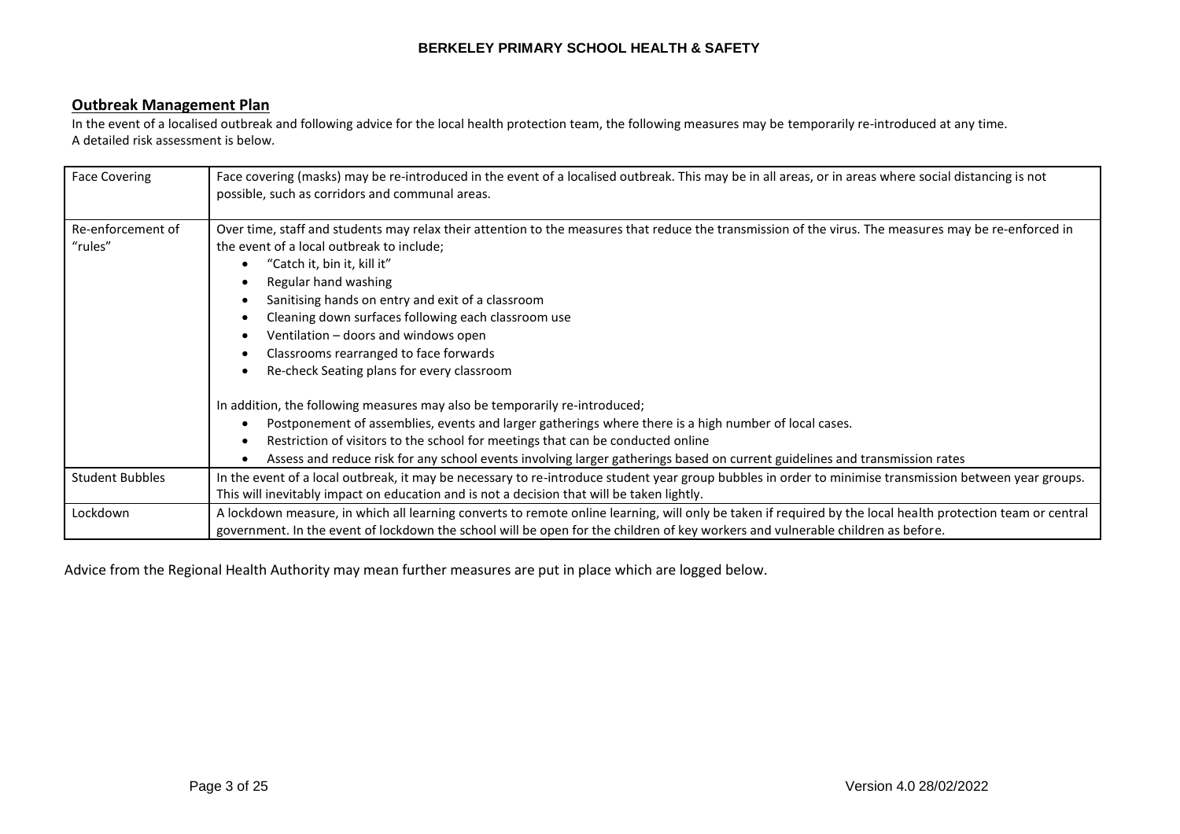## Outbreak Management Plan

In the event of a localised outbreak and following advice for the local health protection team, the following measures may be temporarily re-introduced at any time.
A detailed risk assessment is below.

| | |
|---|---|
| Face Covering | Face covering (masks) may be re-introduced in the event of a localised outbreak. This may be in all areas, or in areas where social distancing is not possible, such as corridors and communal areas. |
| Re-enforcement of "rules" | Over time, staff and students may relax their attention to the measures that reduce the transmission of the virus. The measures may be re-enforced in the event of a local outbreak to include;<br>• "Catch it, bin it, kill it"<br>• Regular hand washing<br>• Sanitising hands on entry and exit of a classroom<br>• Cleaning down surfaces following each classroom use<br>• Ventilation – doors and windows open<br>• Classrooms rearranged to face forwards<br>• Re-check Seating plans for every classroom<br><br>In addition, the following measures may also be temporarily re-introduced;<br>• Postponement of assemblies, events and larger gatherings where there is a high number of local cases.<br>• Restriction of visitors to the school for meetings that can be conducted online<br>• Assess and reduce risk for any school events involving larger gatherings based on current guidelines and transmission rates |
| Student Bubbles | In the event of a local outbreak, it may be necessary to re-introduce student year group bubbles in order to minimise transmission between year groups. This will inevitably impact on education and is not a decision that will be taken lightly. |
| Lockdown | A lockdown measure, in which all learning converts to remote online learning, will only be taken if required by the local health protection team or central government. In the event of lockdown the school will be open for the children of key workers and vulnerable children as before. |

Advice from the Regional Health Authority may mean further measures are put in place which are logged below.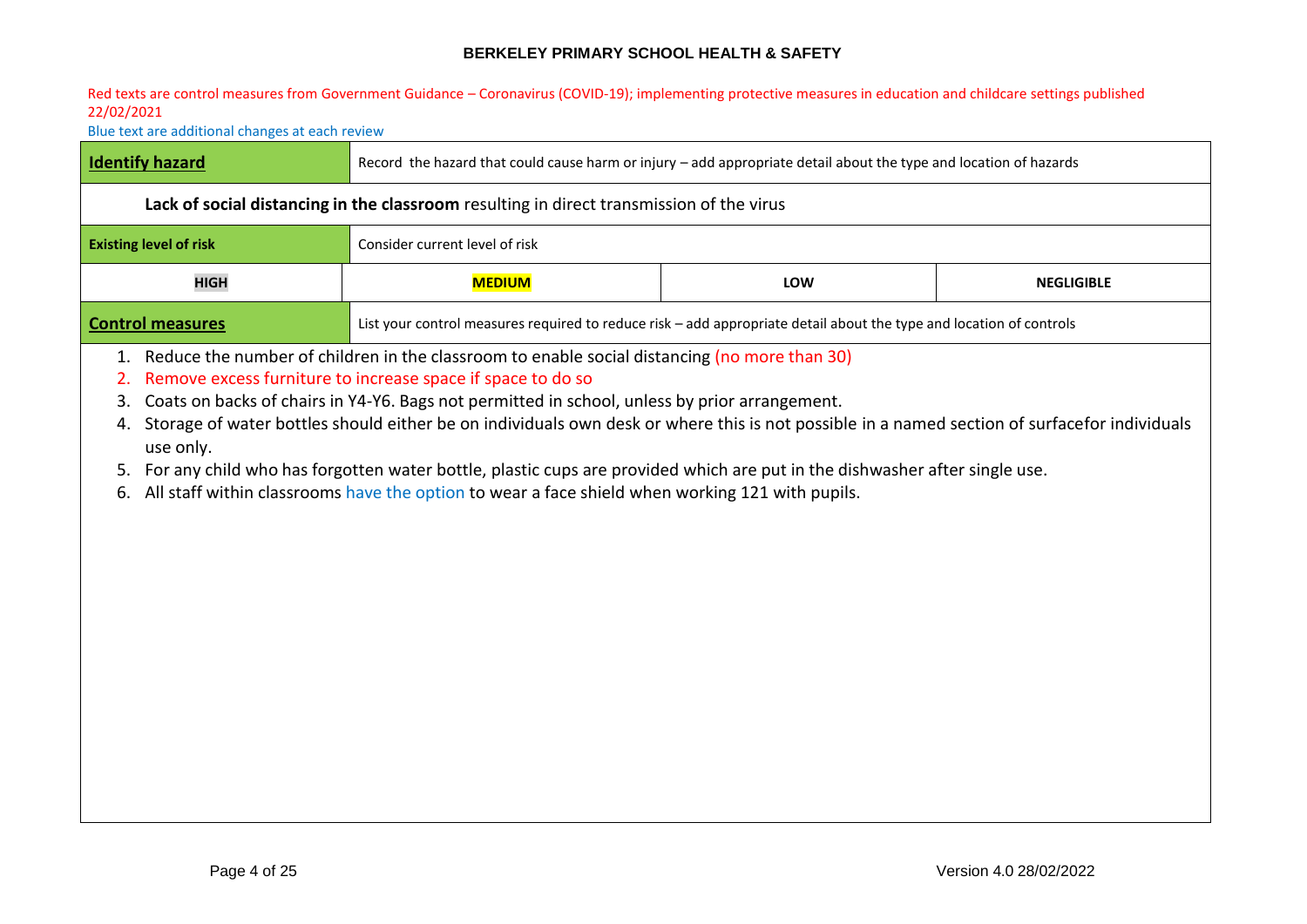**BERKELEY PRIMARY SCHOOL HEALTH & SAFETY**

Red texts are control measures from Government Guidance – Coronavirus (COVID-19); implementing protective measures in education and childcare settings published 22/02/2021

Blue text are additional changes at each review

| **Identify hazard** | Record the hazard that could cause harm or injury – add appropriate detail about the type and location of hazards | | |
|---|---|---|---|
| **Lack of social distancing in the classroom** resulting in direct transmission of the virus | | | |
| **Existing level of risk** | Consider current level of risk | | |
| **HIGH** | **MEDIUM** | **LOW** | **NEGLIGIBLE** |
| **Control measures** | List your control measures required to reduce risk – add appropriate detail about the type and location of controls | | |

1. Reduce the number of children in the classroom to enable social distancing (no more than 30)
2. Remove excess furniture to increase space if space to do so
3. Coats on backs of chairs in Y4-Y6. Bags not permitted in school, unless by prior arrangement.
4. Storage of water bottles should either be on individuals own desk or where this is not possible in a named section of surfacefor individuals use only.
5. For any child who has forgotten water bottle, plastic cups are provided which are put in the dishwasher after single use.
6. All staff within classrooms have the option to wear a face shield when working 121 with pupils.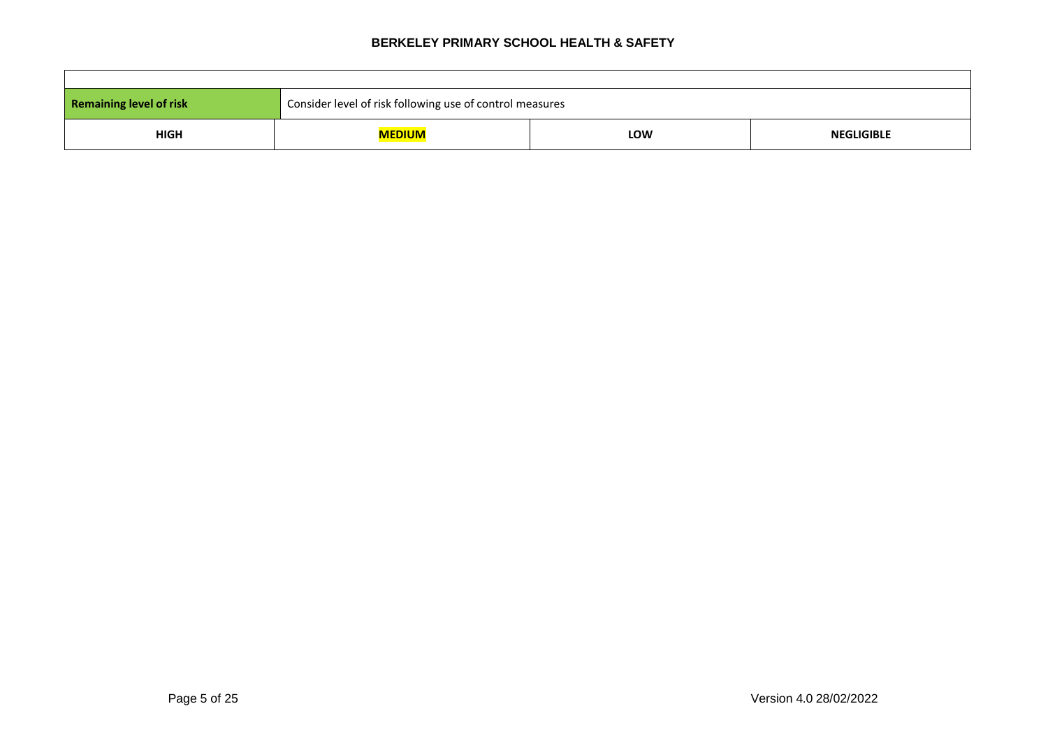| | | | |
|---|---|---|---|
| **Remaining level of risk** | Consider level of risk following use of control measures | | |
| **HIGH** | **MEDIUM** | **LOW** | **NEGLIGIBLE** |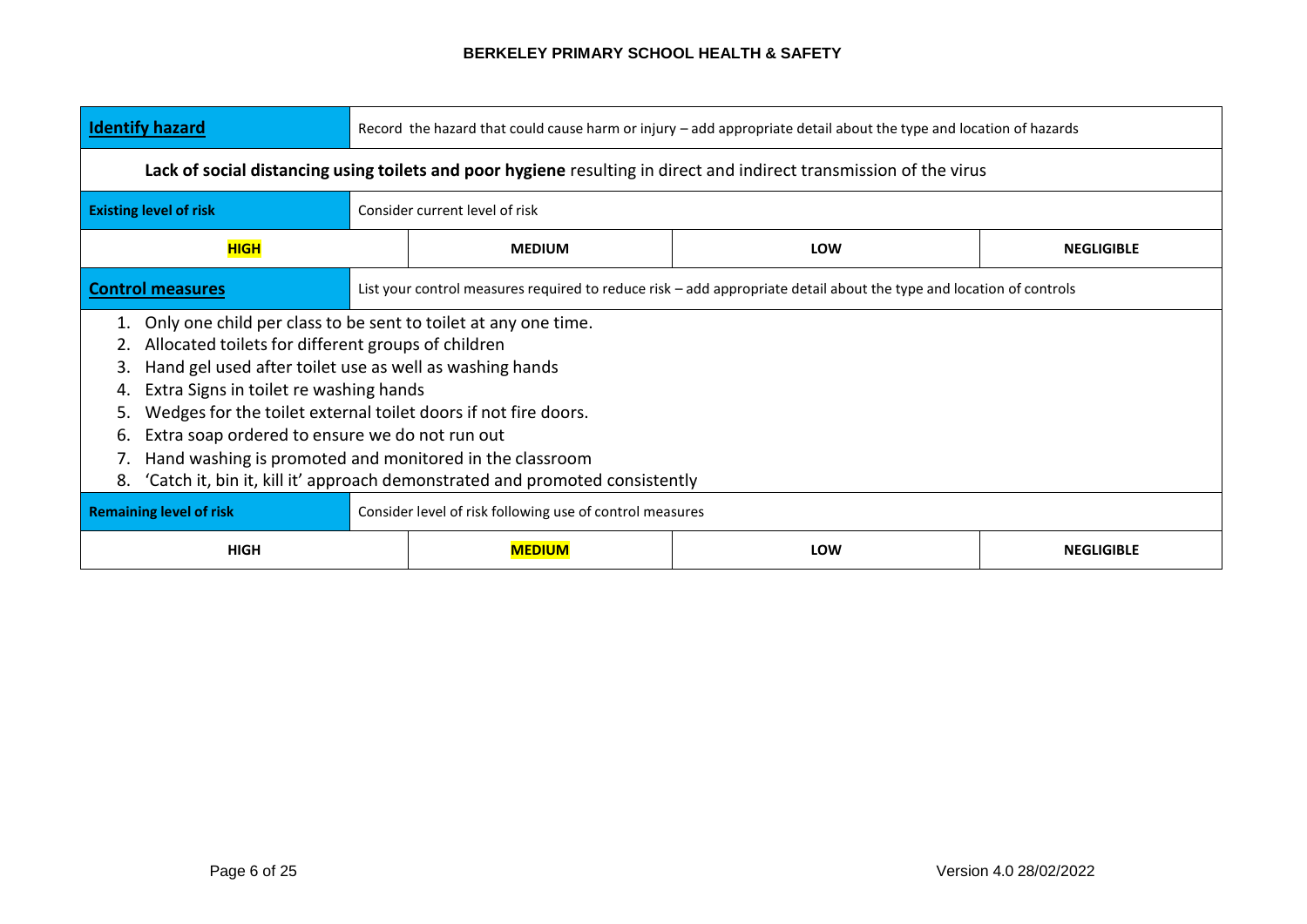| **Identify hazard** | Record the hazard that could cause harm or injury – add appropriate detail about the type and location of hazards | | |
|---|---|---|---|
| **Lack of social distancing using toilets and poor hygiene** resulting in direct and indirect transmission of the virus | | | |
| **Existing level of risk** | Consider current level of risk | | |
| **HIGH** | MEDIUM | LOW | NEGLIGIBLE |
| **Control measures** | List your control measures required to reduce risk – add appropriate detail about the type and location of controls | | |
| 1. Only one child per class to be sent to toilet at any one time.<br>2. Allocated toilets for different groups of children<br>3. Hand gel used after toilet use as well as washing hands<br>4. Extra Signs in toilet re washing hands<br>5. Wedges for the toilet external toilet doors if not fire doors.<br>6. Extra soap ordered to ensure we do not run out<br>7. Hand washing is promoted and monitored in the classroom<br>8. 'Catch it, bin it, kill it' approach demonstrated and promoted consistently | | | |
| **Remaining level of risk** | Consider level of risk following use of control measures | | |
| HIGH | **MEDIUM** | LOW | NEGLIGIBLE |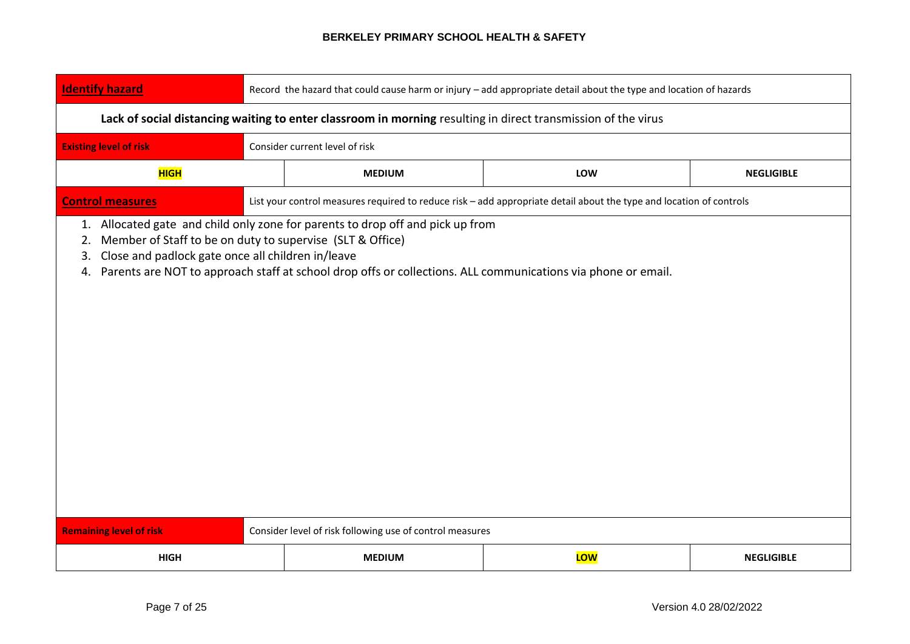| **Identify hazard** | Record the hazard that could cause harm or injury – add appropriate detail about the type and location of hazards | | |
|---|---|---|---|
| **Lack of social distancing waiting to enter classroom in morning** resulting in direct transmission of the virus | | | |
| **Existing level of risk** | Consider current level of risk | | |
| **HIGH** | MEDIUM | LOW | NEGLIGIBLE |
| **Control measures** | List your control measures required to reduce risk – add appropriate detail about the type and location of controls | | |
| 1. Allocated gate and child only zone for parents to drop off and pick up from<br>2. Member of Staff to be on duty to supervise (SLT & Office)<br>3. Close and padlock gate once all children in/leave<br>4. Parents are NOT to approach staff at school drop offs or collections. ALL communications via phone or email. | | | |
| **Remaining level of risk** | Consider level of risk following use of control measures | | |
| HIGH | MEDIUM | **LOW** | NEGLIGIBLE |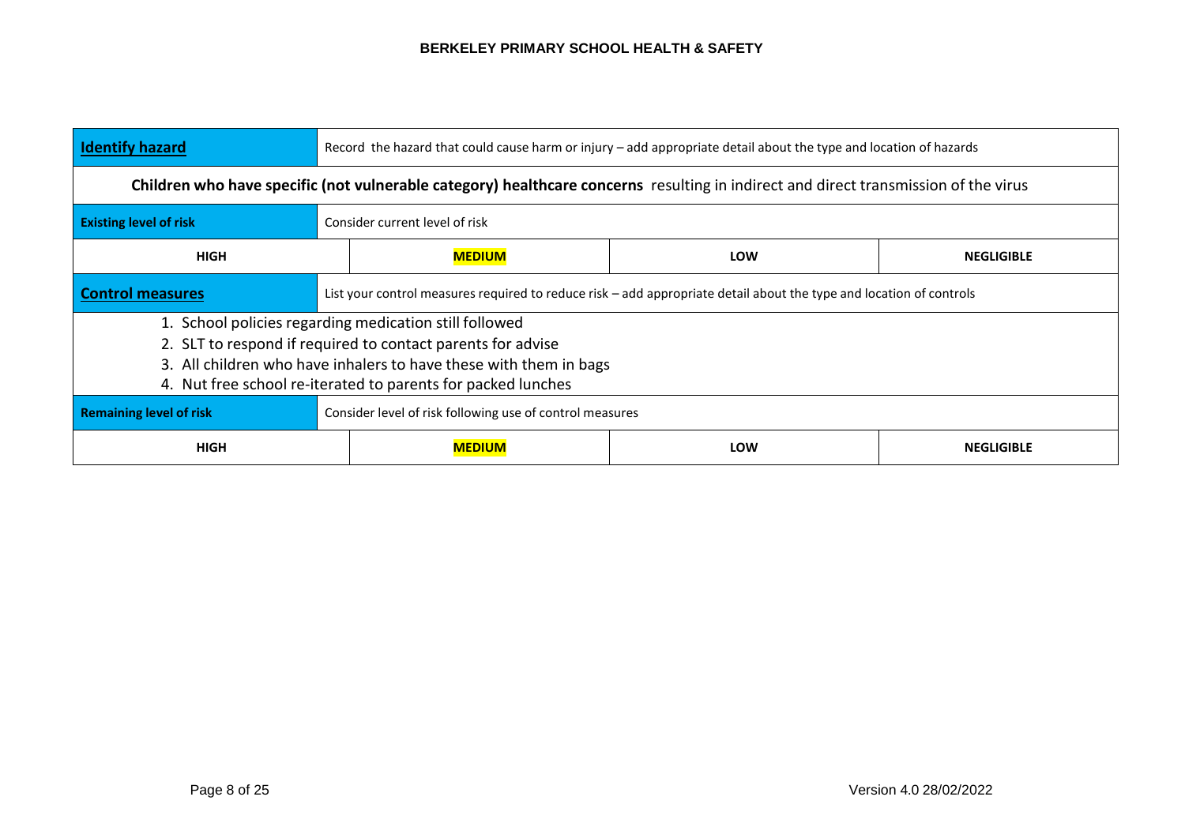| **Identify hazard** | Record the hazard that could cause harm or injury – add appropriate detail about the type and location of hazards | | |
|---|---|---|---|
| **Children who have specific (not vulnerable category) healthcare concerns** resulting in indirect and direct transmission of the virus | | | |
| **Existing level of risk** | Consider current level of risk | | |
| **HIGH** | **MEDIUM** | **LOW** | **NEGLIGIBLE** |
| **Control measures** | List your control measures required to reduce risk – add appropriate detail about the type and location of controls | | |
| 1. School policies regarding medication still followed<br>2. SLT to respond if required to contact parents for advise<br>3. All children who have inhalers to have these with them in bags<br>4. Nut free school re-iterated to parents for packed lunches | | | |
| **Remaining level of risk** | Consider level of risk following use of control measures | | |
| **HIGH** | **MEDIUM** | **LOW** | **NEGLIGIBLE** |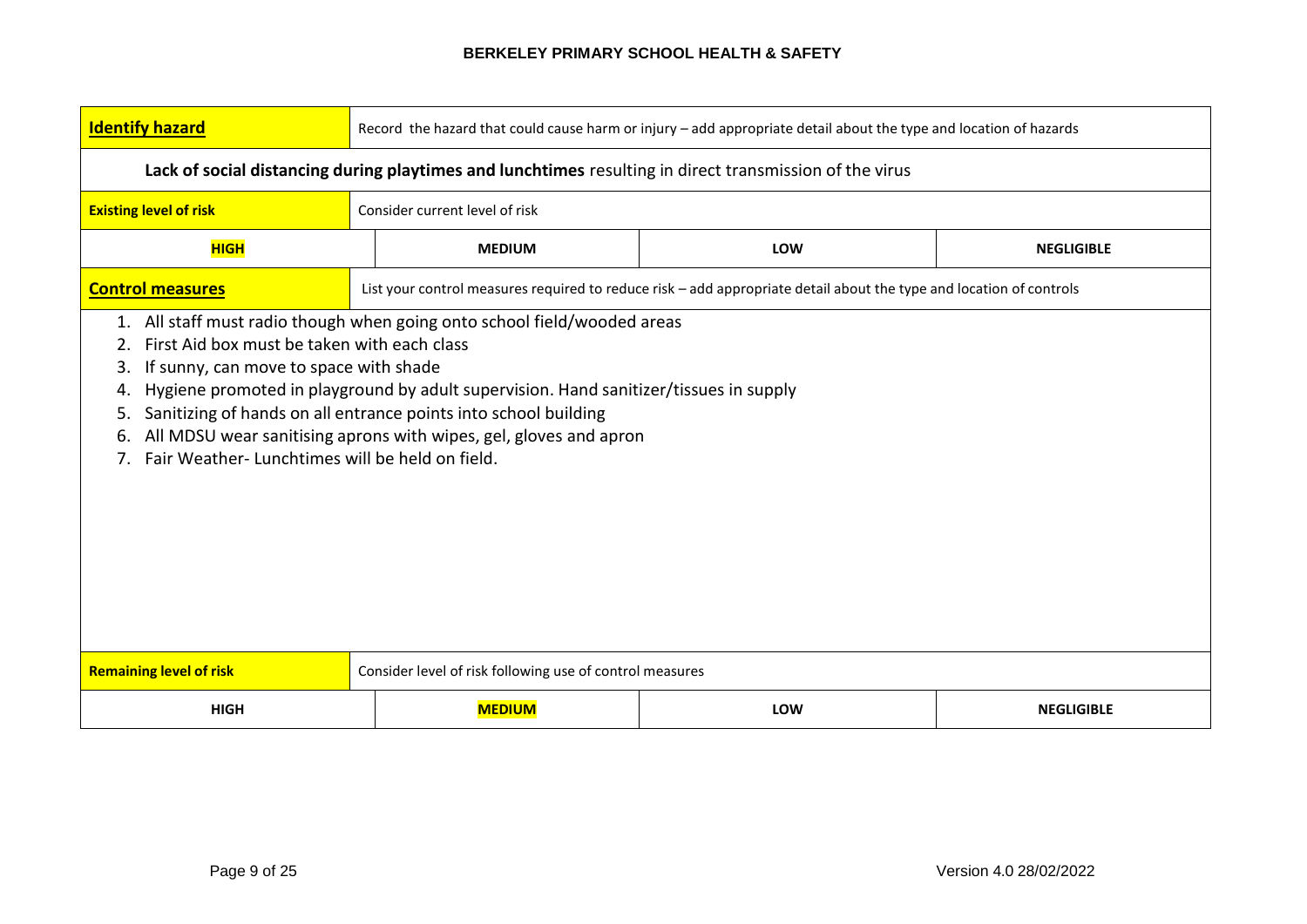| **Identify hazard** | Record the hazard that could cause harm or injury – add appropriate detail about the type and location of hazards | | |
|---|---|---|---|
| **Lack of social distancing during playtimes and lunchtimes** resulting in direct transmission of the virus | | | |
| **Existing level of risk** | Consider current level of risk | | |
| **HIGH** | MEDIUM | LOW | NEGLIGIBLE |
| **Control measures** | List your control measures required to reduce risk – add appropriate detail about the type and location of controls | | |
| 1. All staff must radio though when going onto school field/wooded areas<br>2. First Aid box must be taken with each class<br>3. If sunny, can move to space with shade<br>4. Hygiene promoted in playground by adult supervision. Hand sanitizer/tissues in supply<br>5. Sanitizing of hands on all entrance points into school building<br>6. All MDSU wear sanitising aprons with wipes, gel, gloves and apron<br>7. Fair Weather- Lunchtimes will be held on field. | | | |
| **Remaining level of risk** | Consider level of risk following use of control measures | | |
| HIGH | **MEDIUM** | LOW | NEGLIGIBLE |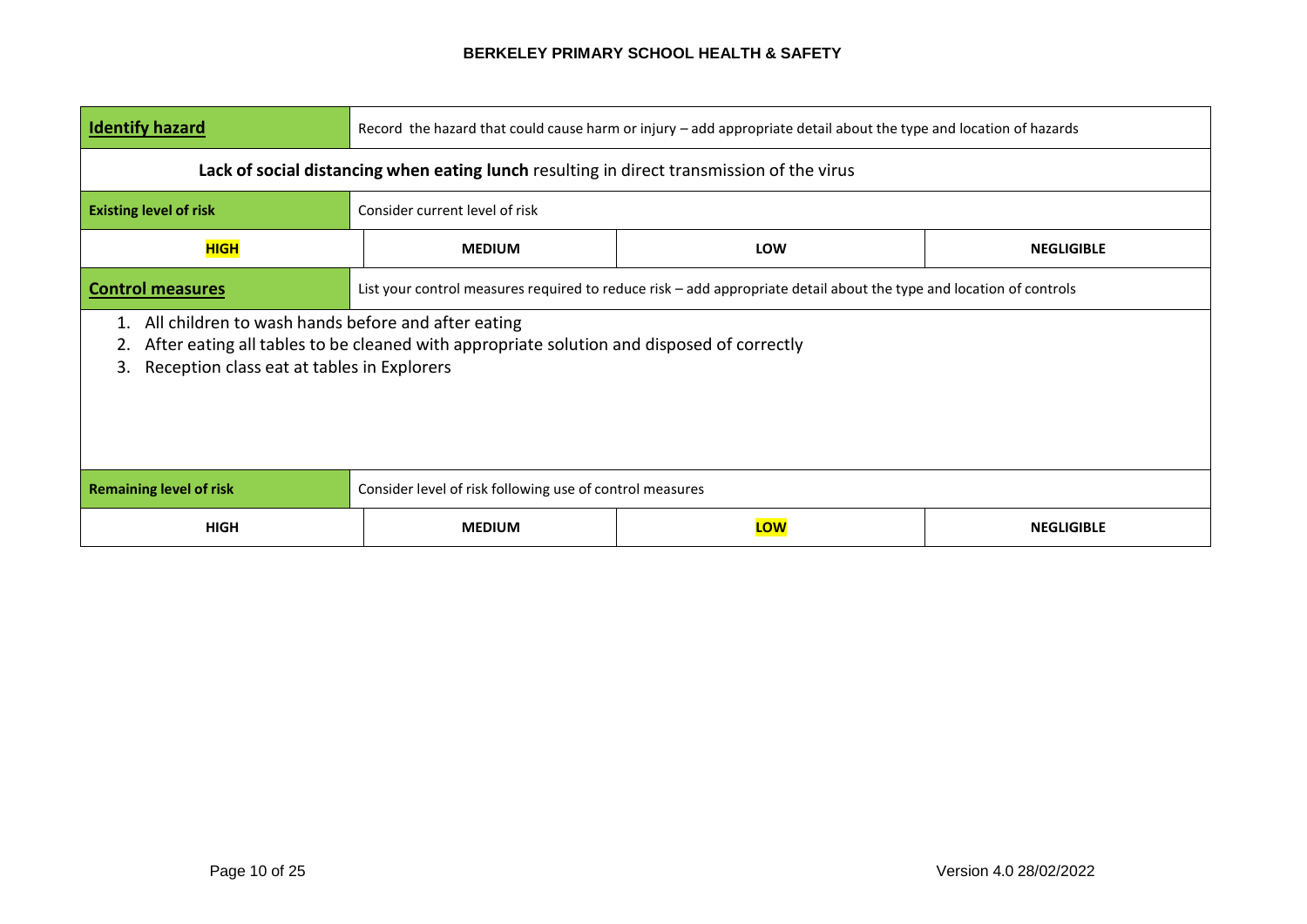| **Identify hazard** | Record the hazard that could cause harm or injury – add appropriate detail about the type and location of hazards | | |
|---|---|---|---|
| **Lack of social distancing when eating lunch** resulting in direct transmission of the virus | | | |
| **Existing level of risk** | Consider current level of risk | | |
| **HIGH** | MEDIUM | LOW | NEGLIGIBLE |
| **Control measures** | List your control measures required to reduce risk – add appropriate detail about the type and location of controls | | |
| 1. All children to wash hands before and after eating<br>2. After eating all tables to be cleaned with appropriate solution and disposed of correctly<br>3. Reception class eat at tables in Explorers | | | |
| **Remaining level of risk** | Consider level of risk following use of control measures | | |
| HIGH | MEDIUM | **LOW** | NEGLIGIBLE |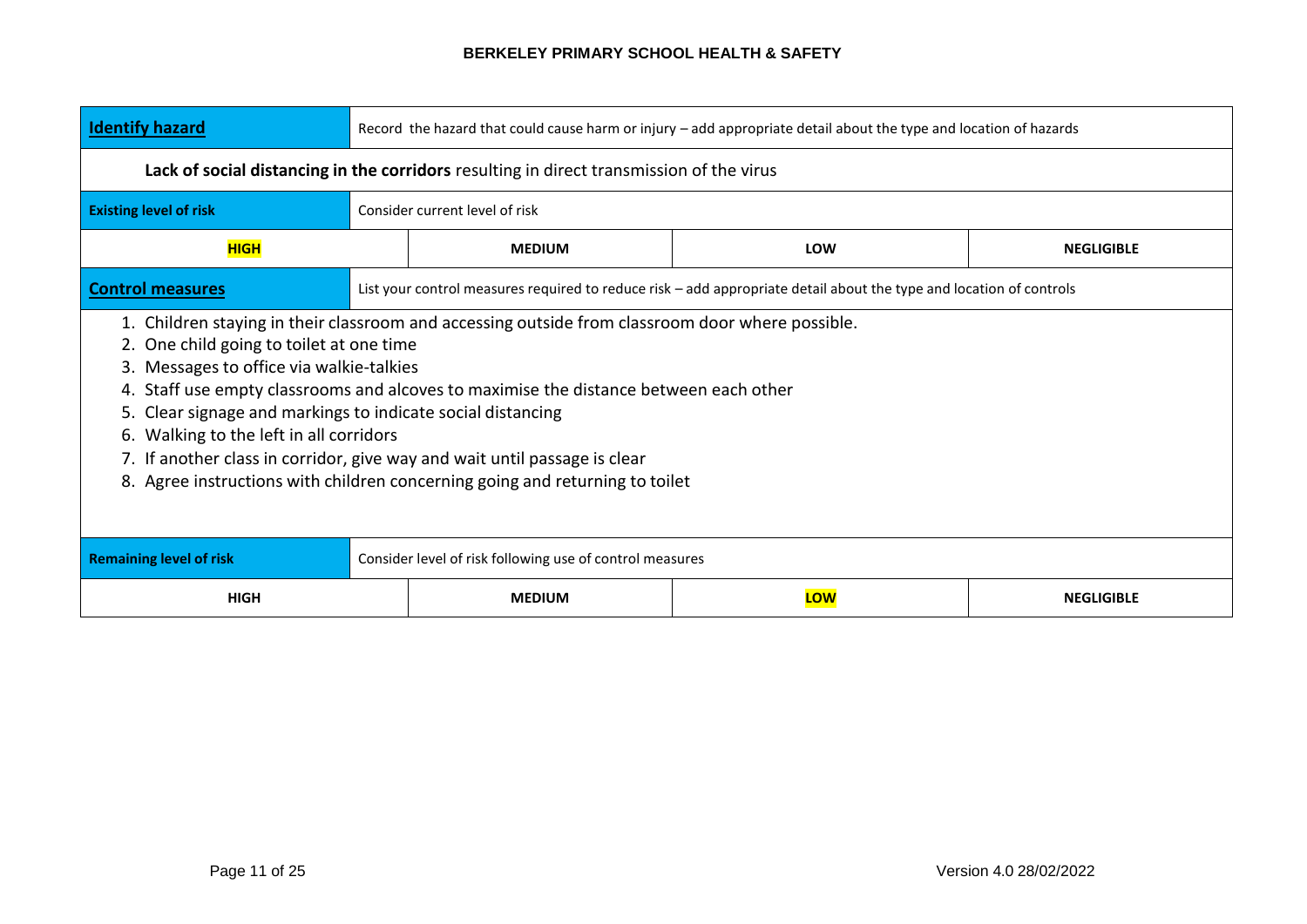| **Identify hazard** | Record the hazard that could cause harm or injury – add appropriate detail about the type and location of hazards | | |
|---|---|---|---|
| **Lack of social distancing in the corridors** resulting in direct transmission of the virus | | | |
| **Existing level of risk** | Consider current level of risk | | |
| **HIGH** | MEDIUM | LOW | NEGLIGIBLE |
| **Control measures** | List your control measures required to reduce risk – add appropriate detail about the type and location of controls | | |
| 1. Children staying in their classroom and accessing outside from classroom door where possible.<br>2. One child going to toilet at one time<br>3. Messages to office via walkie-talkies<br>4. Staff use empty classrooms and alcoves to maximise the distance between each other<br>5. Clear signage and markings to indicate social distancing<br>6. Walking to the left in all corridors<br>7. If another class in corridor, give way and wait until passage is clear<br>8. Agree instructions with children concerning going and returning to toilet | | | |
| **Remaining level of risk** | Consider level of risk following use of control measures | | |
| HIGH | MEDIUM | **LOW** | NEGLIGIBLE |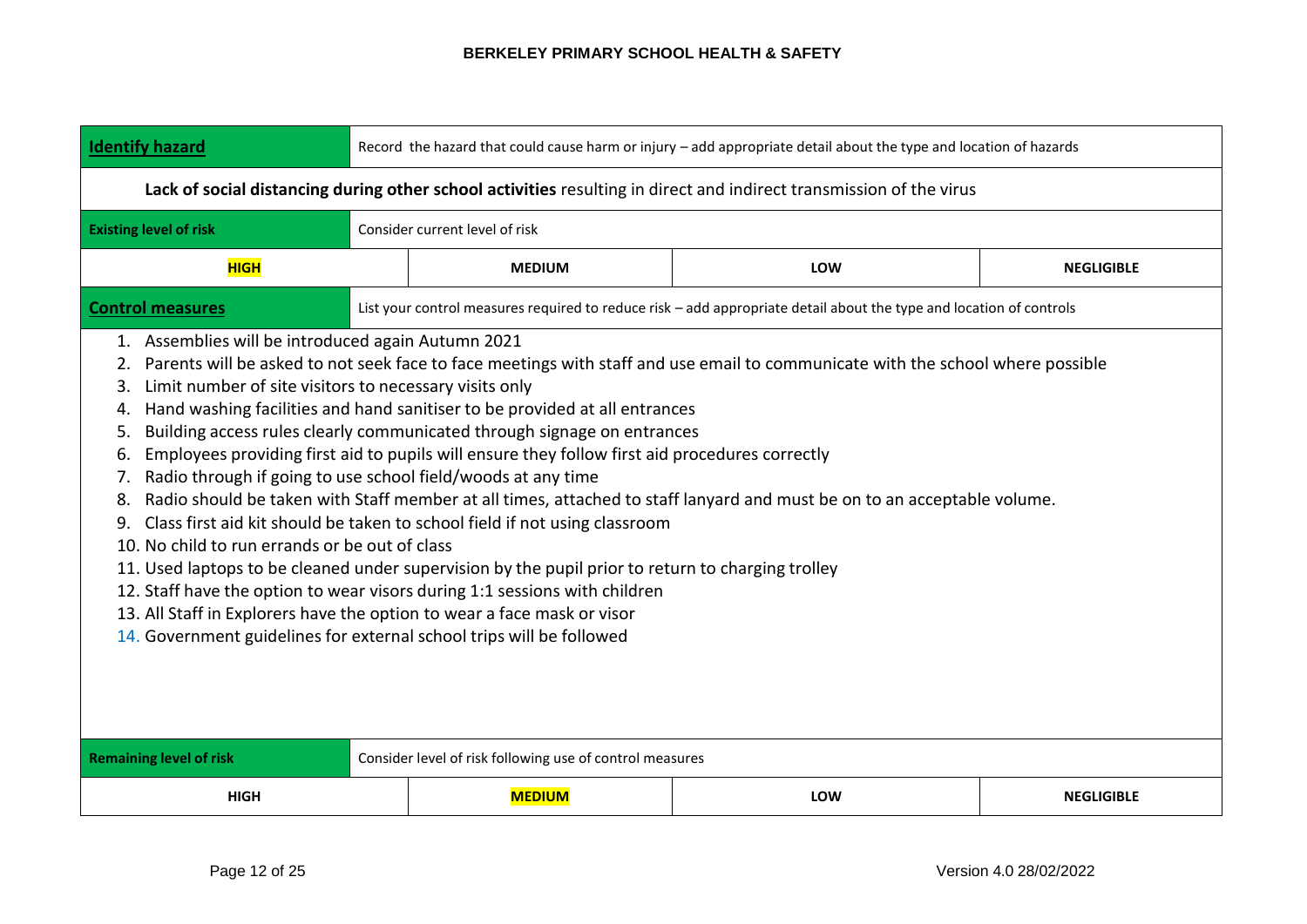| **Identify hazard** | Record the hazard that could cause harm or injury – add appropriate detail about the type and location of hazards | | |
|---|---|---|---|
| **Lack of social distancing during other school activities** resulting in direct and indirect transmission of the virus | | | |
| **Existing level of risk** | Consider current level of risk | | |
| **HIGH** | MEDIUM | LOW | NEGLIGIBLE |
| **Control measures** | List your control measures required to reduce risk – add appropriate detail about the type and location of controls | | |

1. Assemblies will be introduced again Autumn 2021
2. Parents will be asked to not seek face to face meetings with staff and use email to communicate with the school where possible
3. Limit number of site visitors to necessary visits only
4. Hand washing facilities and hand sanitiser to be provided at all entrances
5. Building access rules clearly communicated through signage on entrances
6. Employees providing first aid to pupils will ensure they follow first aid procedures correctly
7. Radio through if going to use school field/woods at any time
8. Radio should be taken with Staff member at all times, attached to staff lanyard and must be on to an acceptable volume.
9. Class first aid kit should be taken to school field if not using classroom
10. No child to run errands or be out of class
11. Used laptops to be cleaned under supervision by the pupil prior to return to charging trolley
12. Staff have the option to wear visors during 1:1 sessions with children
13. All Staff in Explorers have the option to wear a face mask or visor
14. Government guidelines for external school trips will be followed

| **Remaining level of risk** | Consider level of risk following use of control measures | | |
|---|---|---|---|
| HIGH | **MEDIUM** | LOW | NEGLIGIBLE |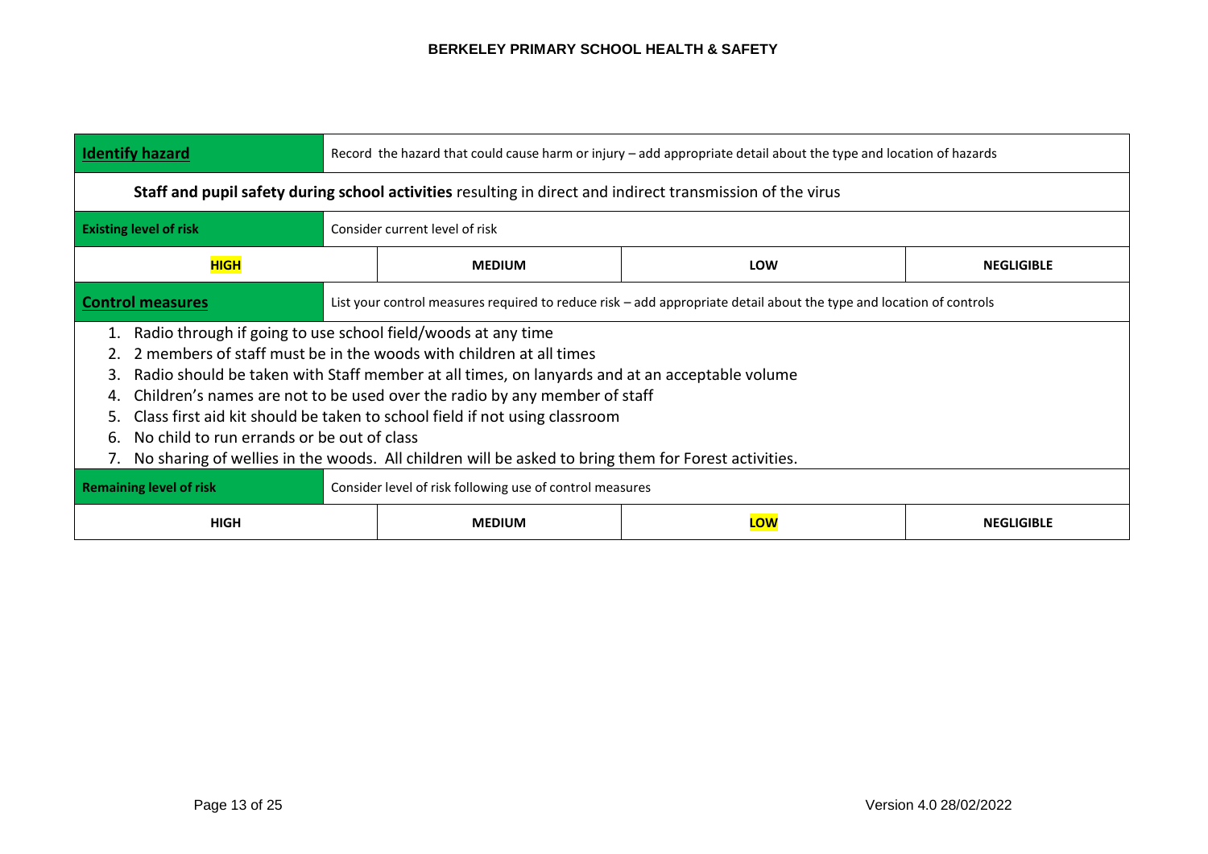| **Identify hazard** | Record the hazard that could cause harm or injury – add appropriate detail about the type and location of hazards | | |
|---|---|---|---|
| **Staff and pupil safety during school activities** resulting in direct and indirect transmission of the virus | | | |
| **Existing level of risk** | Consider current level of risk | | |
| **HIGH** | **MEDIUM** | **LOW** | **NEGLIGIBLE** |
| **Control measures** | List your control measures required to reduce risk – add appropriate detail about the type and location of controls | | |
| 1. Radio through if going to use school field/woods at any time<br>2. 2 members of staff must be in the woods with children at all times<br>3. Radio should be taken with Staff member at all times, on lanyards and at an acceptable volume<br>4. Children's names are not to be used over the radio by any member of staff<br>5. Class first aid kit should be taken to school field if not using classroom<br>6. No child to run errands or be out of class<br>7. No sharing of wellies in the woods. All children will be asked to bring them for Forest activities. | | | |
| **Remaining level of risk** | Consider level of risk following use of control measures | | |
| **HIGH** | **MEDIUM** | **LOW** | **NEGLIGIBLE** |

Existing level of risk: **HIGH** (highlighted). Remaining level of risk: **LOW** (highlighted).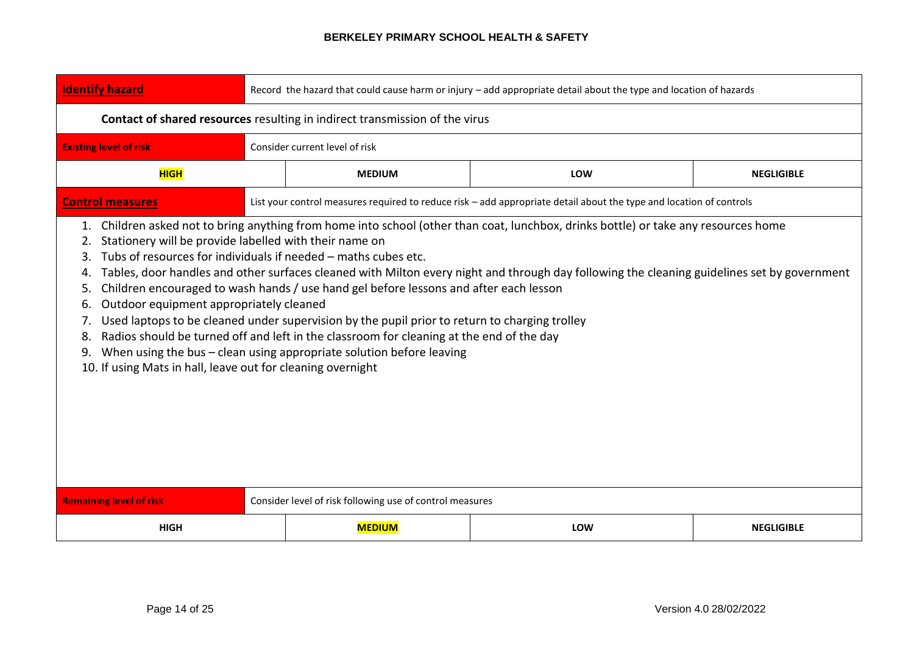| **Identify hazard** | Record the hazard that could cause harm or injury – add appropriate detail about the type and location of hazards | | |
|---|---|---|---|
| **Contact of shared resources** resulting in indirect transmission of the virus | | | |
| **Existing level of risk** | Consider current level of risk | | |
| **HIGH** | MEDIUM | LOW | NEGLIGIBLE |
| **Control measures** | List your control measures required to reduce risk – add appropriate detail about the type and location of controls | | |
| 1. Children asked not to bring anything from home into school (other than coat, lunchbox, drinks bottle) or take any resources home<br>2. Stationery will be provide labelled with their name on<br>3. Tubs of resources for individuals if needed – maths cubes etc.<br>4. Tables, door handles and other surfaces cleaned with Milton every night and through day following the cleaning guidelines set by government<br>5. Children encouraged to wash hands / use hand gel before lessons and after each lesson<br>6. Outdoor equipment appropriately cleaned<br>7. Used laptops to be cleaned under supervision by the pupil prior to return to charging trolley<br>8. Radios should be turned off and left in the classroom for cleaning at the end of the day<br>9. When using the bus – clean using appropriate solution before leaving<br>10. If using Mats in hall, leave out for cleaning overnight | | | |
| **Remaining level of risk** | Consider level of risk following use of control measures | | |
| HIGH | **MEDIUM** | LOW | NEGLIGIBLE |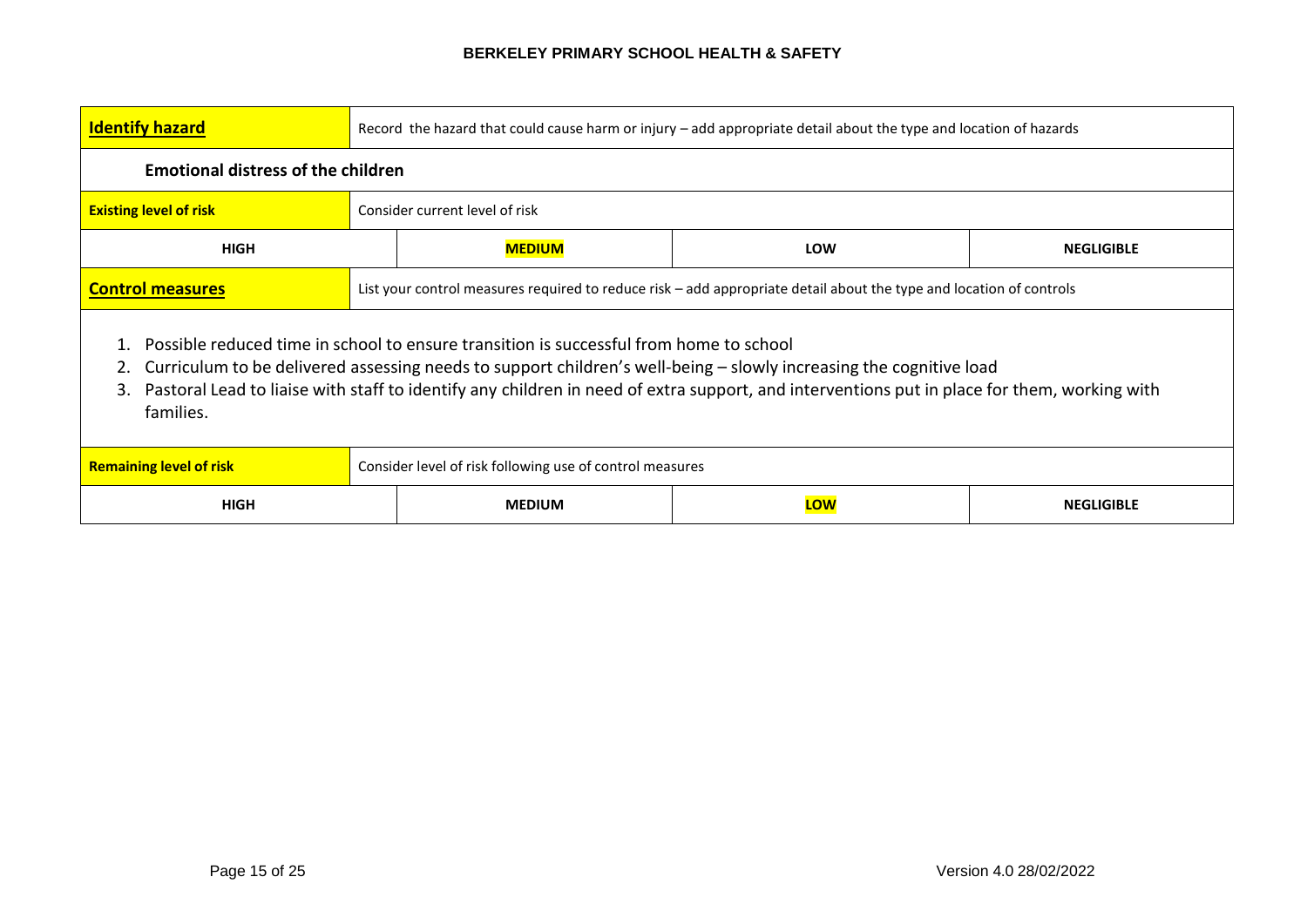| **Identify hazard** | Record the hazard that could cause harm or injury – add appropriate detail about the type and location of hazards | | |
|---|---|---|---|
| **Emotional distress of the children** | | | |
| **Existing level of risk** | Consider current level of risk | | |
| HIGH | **MEDIUM** | LOW | NEGLIGIBLE |
| **Control measures** | List your control measures required to reduce risk – add appropriate detail about the type and location of controls | | |
| 1. Possible reduced time in school to ensure transition is successful from home to school<br>2. Curriculum to be delivered assessing needs to support children's well-being – slowly increasing the cognitive load<br>3. Pastoral Lead to liaise with staff to identify any children in need of extra support, and interventions put in place for them, working with families. | | | |
| **Remaining level of risk** | Consider level of risk following use of control measures | | |
| HIGH | MEDIUM | **LOW** | NEGLIGIBLE |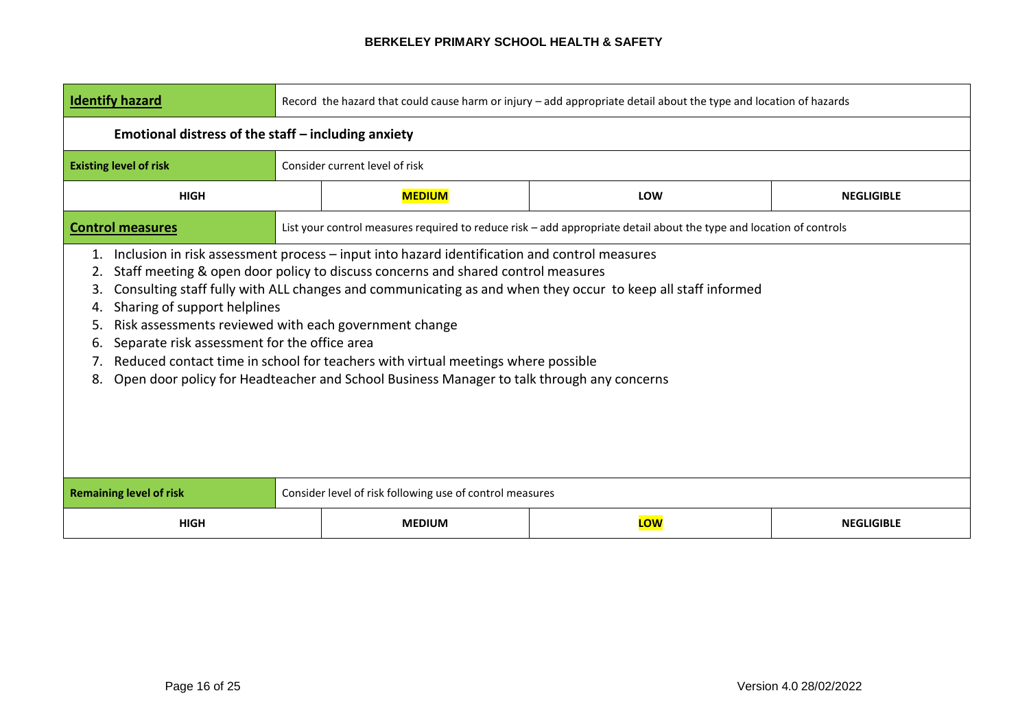| **Identify hazard** | Record the hazard that could cause harm or injury – add appropriate detail about the type and location of hazards | | |
|---|---|---|---|
| **Emotional distress of the staff – including anxiety** | | | |
| **Existing level of risk** | Consider current level of risk | | |
| HIGH | **MEDIUM** | LOW | NEGLIGIBLE |
| **Control measures** | List your control measures required to reduce risk – add appropriate detail about the type and location of controls | | |
| 1. Inclusion in risk assessment process – input into hazard identification and control measures<br>2. Staff meeting & open door policy to discuss concerns and shared control measures<br>3. Consulting staff fully with ALL changes and communicating as and when they occur to keep all staff informed<br>4. Sharing of support helplines<br>5. Risk assessments reviewed with each government change<br>6. Separate risk assessment for the office area<br>7. Reduced contact time in school for teachers with virtual meetings where possible<br>8. Open door policy for Headteacher and School Business Manager to talk through any concerns | | | |
| **Remaining level of risk** | Consider level of risk following use of control measures | | |
| HIGH | MEDIUM | **LOW** | NEGLIGIBLE |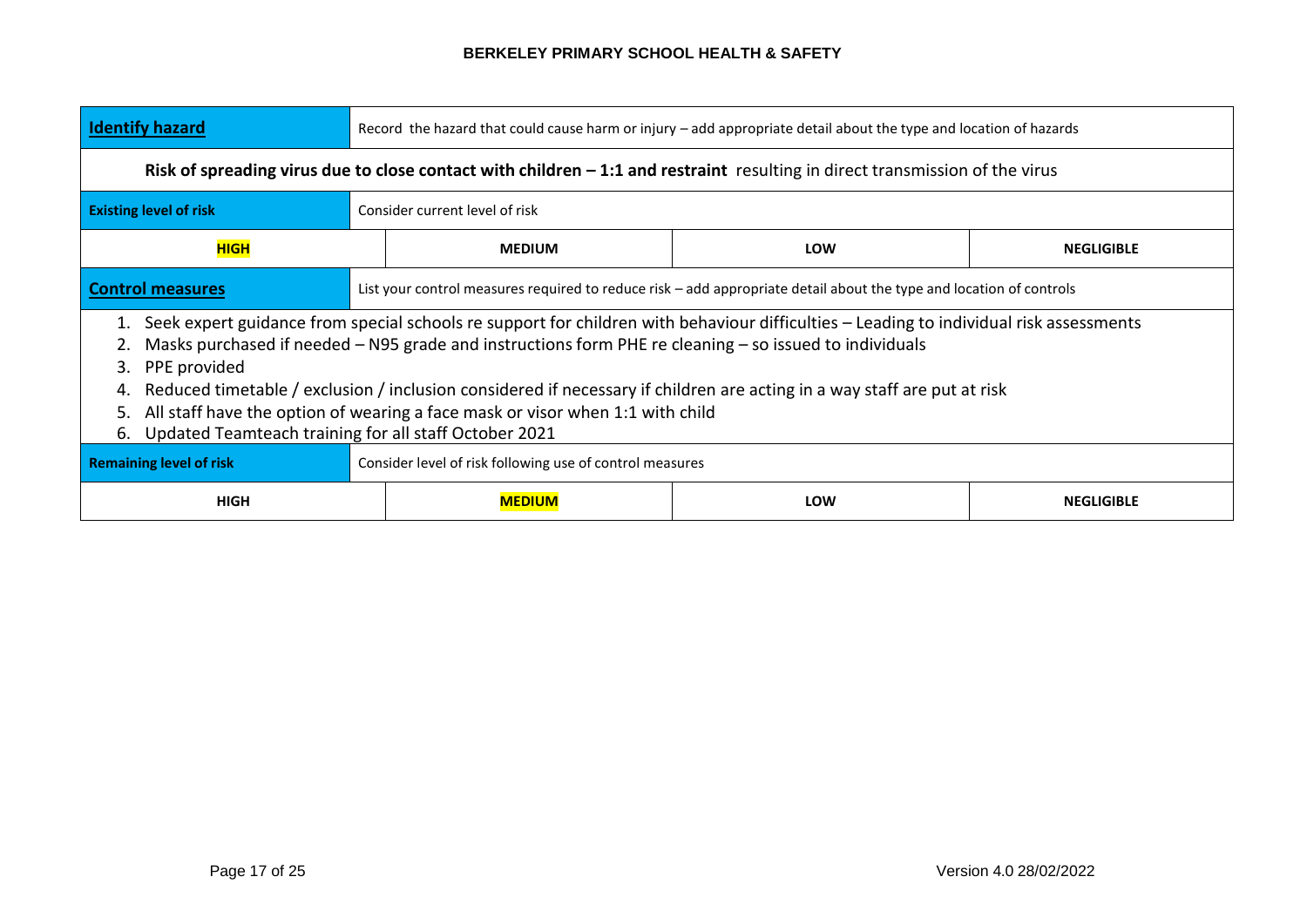| **Identify hazard** | Record the hazard that could cause harm or injury – add appropriate detail about the type and location of hazards | | |
|---|---|---|---|
| **Risk of spreading virus due to close contact with children – 1:1 and restraint** resulting in direct transmission of the virus | | | |
| **Existing level of risk** | Consider current level of risk | | |
| **HIGH** | MEDIUM | LOW | NEGLIGIBLE |
| **Control measures** | List your control measures required to reduce risk – add appropriate detail about the type and location of controls | | |
| 1. Seek expert guidance from special schools re support for children with behaviour difficulties – Leading to individual risk assessments<br>2. Masks purchased if needed – N95 grade and instructions form PHE re cleaning – so issued to individuals<br>3. PPE provided<br>4. Reduced timetable / exclusion / inclusion considered if necessary if children are acting in a way staff are put at risk<br>5. All staff have the option of wearing a face mask or visor when 1:1 with child<br>6. Updated Teamteach training for all staff October 2021 | | | |
| **Remaining level of risk** | Consider level of risk following use of control measures | | |
| HIGH | **MEDIUM** | LOW | NEGLIGIBLE |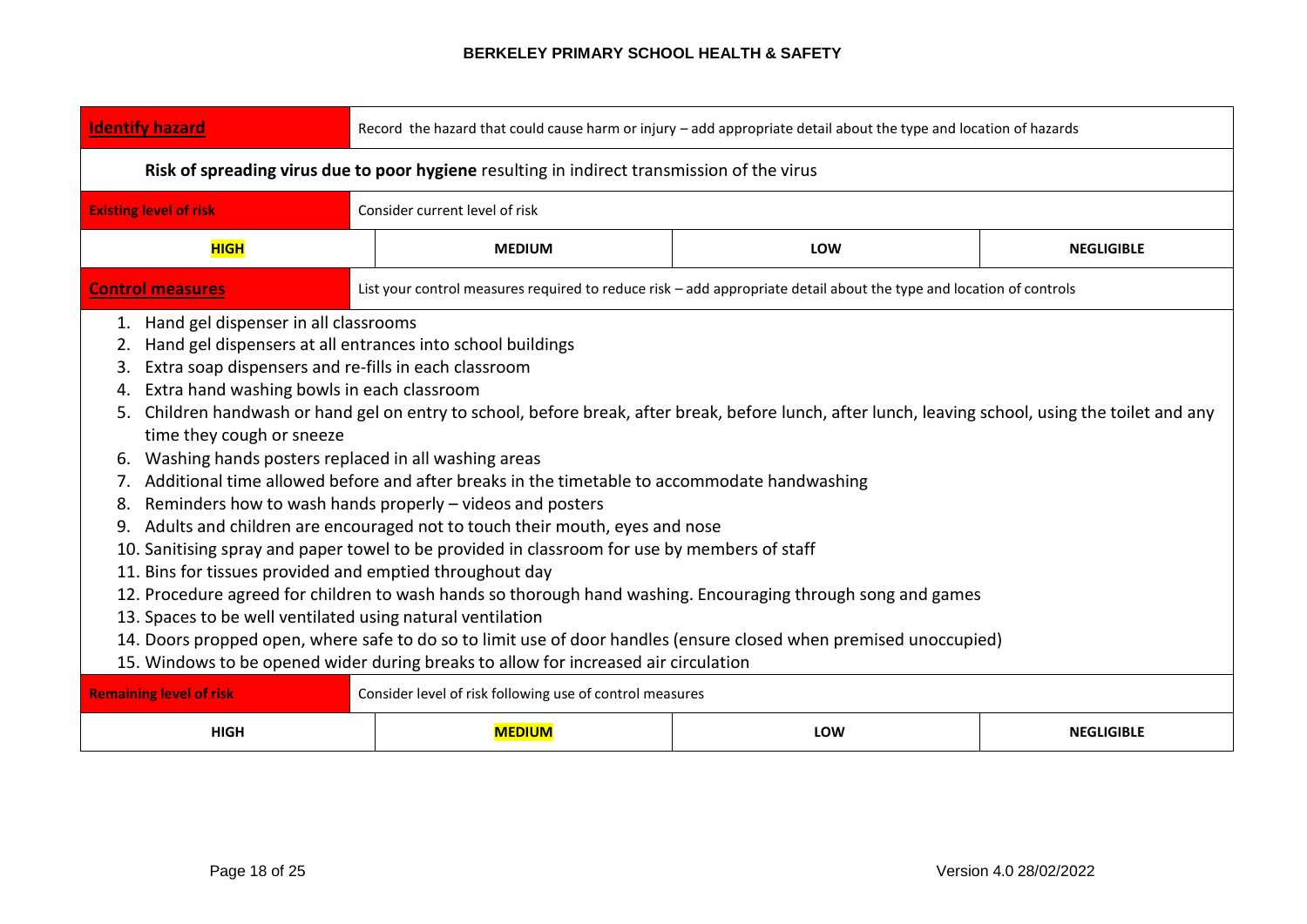| **Identify hazard** | Record the hazard that could cause harm or injury – add appropriate detail about the type and location of hazards | | |
|---|---|---|---|
| **Risk of spreading virus due to poor hygiene** resulting in indirect transmission of the virus | | | |
| **Existing level of risk** | Consider current level of risk | | |
| **HIGH** | MEDIUM | LOW | NEGLIGIBLE |
| **Control measures** | List your control measures required to reduce risk – add appropriate detail about the type and location of controls | | |
| 1. Hand gel dispenser in all classrooms<br>2. Hand gel dispensers at all entrances into school buildings<br>3. Extra soap dispensers and re-fills in each classroom<br>4. Extra hand washing bowls in each classroom<br>5. Children handwash or hand gel on entry to school, before break, after break, before lunch, after lunch, leaving school, using the toilet and any time they cough or sneeze<br>6. Washing hands posters replaced in all washing areas<br>7. Additional time allowed before and after breaks in the timetable to accommodate handwashing<br>8. Reminders how to wash hands properly – videos and posters<br>9. Adults and children are encouraged not to touch their mouth, eyes and nose<br>10. Sanitising spray and paper towel to be provided in classroom for use by members of staff<br>11. Bins for tissues provided and emptied throughout day<br>12. Procedure agreed for children to wash hands so thorough hand washing. Encouraging through song and games<br>13. Spaces to be well ventilated using natural ventilation<br>14. Doors propped open, where safe to do so to limit use of door handles (ensure closed when premised unoccupied)<br>15. Windows to be opened wider during breaks to allow for increased air circulation | | | |
| **Remaining level of risk** | Consider level of risk following use of control measures | | |
| HIGH | **MEDIUM** | LOW | NEGLIGIBLE |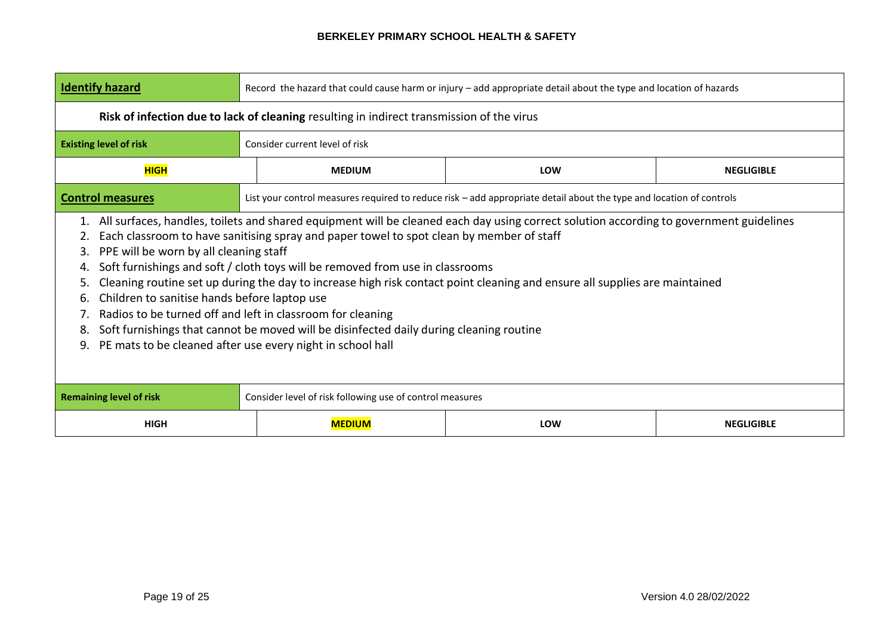| **Identify hazard** | Record the hazard that could cause harm or injury – add appropriate detail about the type and location of hazards | | |
|---|---|---|---|
| **Risk of infection due to lack of cleaning** resulting in indirect transmission of the virus | | | |
| **Existing level of risk** | Consider current level of risk | | |
| **HIGH** | MEDIUM | LOW | NEGLIGIBLE |
| **Control measures** | List your control measures required to reduce risk – add appropriate detail about the type and location of controls | | |
| 1. All surfaces, handles, toilets and shared equipment will be cleaned each day using correct solution according to government guidelines<br>2. Each classroom to have sanitising spray and paper towel to spot clean by member of staff<br>3. PPE will be worn by all cleaning staff<br>4. Soft furnishings and soft / cloth toys will be removed from use in classrooms<br>5. Cleaning routine set up during the day to increase high risk contact point cleaning and ensure all supplies are maintained<br>6. Children to sanitise hands before laptop use<br>7. Radios to be turned off and left in classroom for cleaning<br>8. Soft furnishings that cannot be moved will be disinfected daily during cleaning routine<br>9. PE mats to be cleaned after use every night in school hall | | | |
| **Remaining level of risk** | Consider level of risk following use of control measures | | |
| HIGH | **MEDIUM** | LOW | NEGLIGIBLE |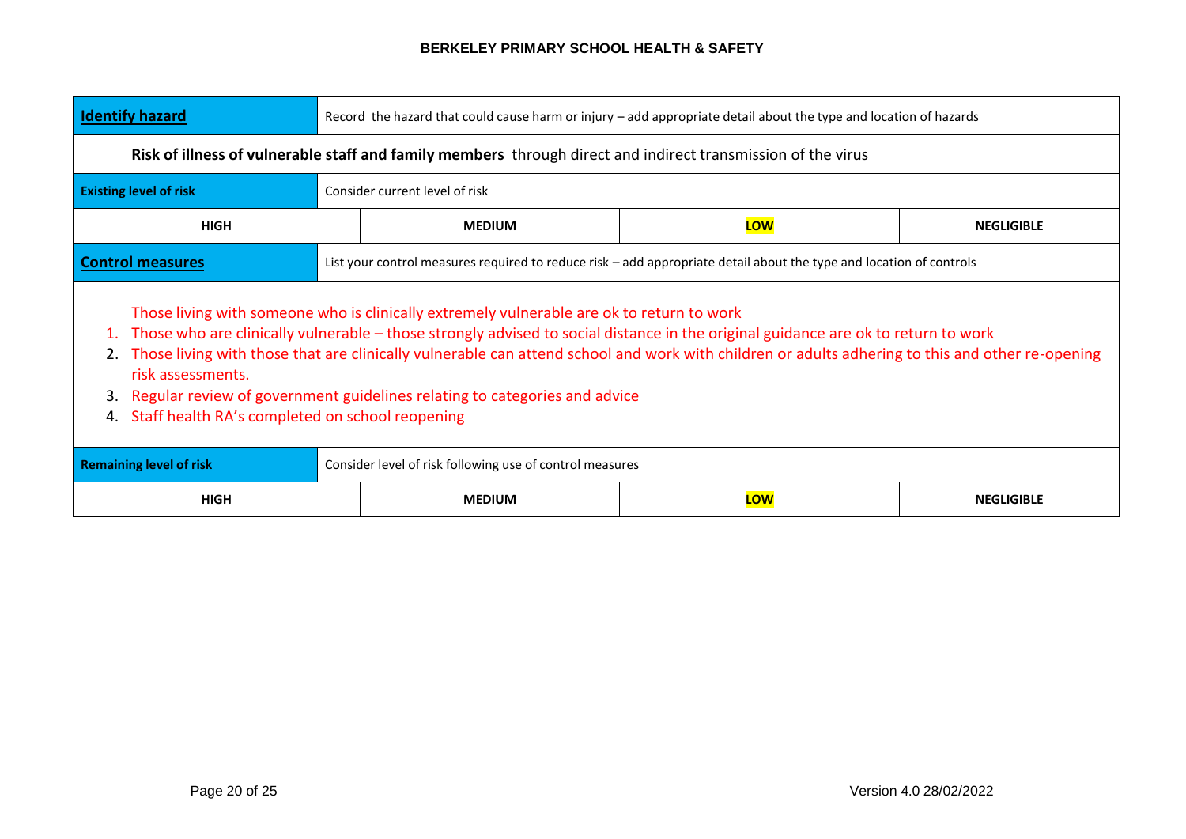| **Identify hazard** | Record the hazard that could cause harm or injury – add appropriate detail about the type and location of hazards | | |
|---|---|---|---|
| **Risk of illness of vulnerable staff and family members** through direct and indirect transmission of the virus | | | |
| **Existing level of risk** | Consider current level of risk | | |
| **HIGH** | **MEDIUM** | **LOW** | **NEGLIGIBLE** |
| **Control measures** | List your control measures required to reduce risk – add appropriate detail about the type and location of controls | | |
| Those living with someone who is clinically extremely vulnerable are ok to return to work<br>1. Those who are clinically vulnerable – those strongly advised to social distance in the original guidance are ok to return to work<br>2. Those living with those that are clinically vulnerable can attend school and work with children or adults adhering to this and other re-opening risk assessments.<br>3. Regular review of government guidelines relating to categories and advice<br>4. Staff health RA's completed on school reopening | | | |
| **Remaining level of risk** | Consider level of risk following use of control measures | | |
| **HIGH** | **MEDIUM** | **LOW** | **NEGLIGIBLE** |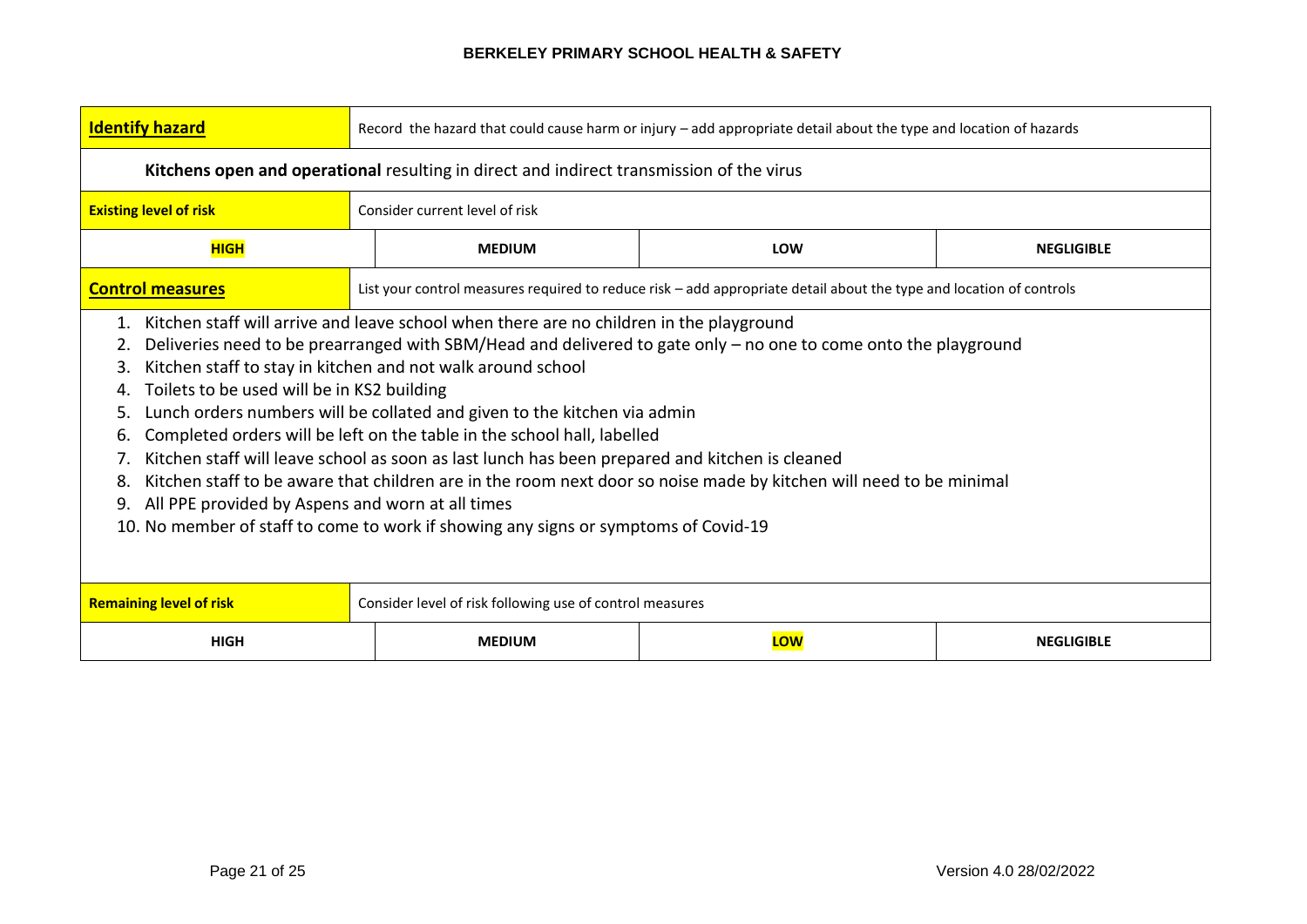| **Identify hazard** | Record the hazard that could cause harm or injury – add appropriate detail about the type and location of hazards | | |
|---|---|---|---|
| **Kitchens open and operational** resulting in direct and indirect transmission of the virus | | | |
| **Existing level of risk** | Consider current level of risk | | |
| **HIGH** | MEDIUM | LOW | NEGLIGIBLE |
| **Control measures** | List your control measures required to reduce risk – add appropriate detail about the type and location of controls | | |
| 1. Kitchen staff will arrive and leave school when there are no children in the playground<br>2. Deliveries need to be prearranged with SBM/Head and delivered to gate only – no one to come onto the playground<br>3. Kitchen staff to stay in kitchen and not walk around school<br>4. Toilets to be used will be in KS2 building<br>5. Lunch orders numbers will be collated and given to the kitchen via admin<br>6. Completed orders will be left on the table in the school hall, labelled<br>7. Kitchen staff will leave school as soon as last lunch has been prepared and kitchen is cleaned<br>8. Kitchen staff to be aware that children are in the room next door so noise made by kitchen will need to be minimal<br>9. All PPE provided by Aspens and worn at all times<br>10. No member of staff to come to work if showing any signs or symptoms of Covid-19 | | | |
| **Remaining level of risk** | Consider level of risk following use of control measures | | |
| HIGH | MEDIUM | **LOW** | NEGLIGIBLE |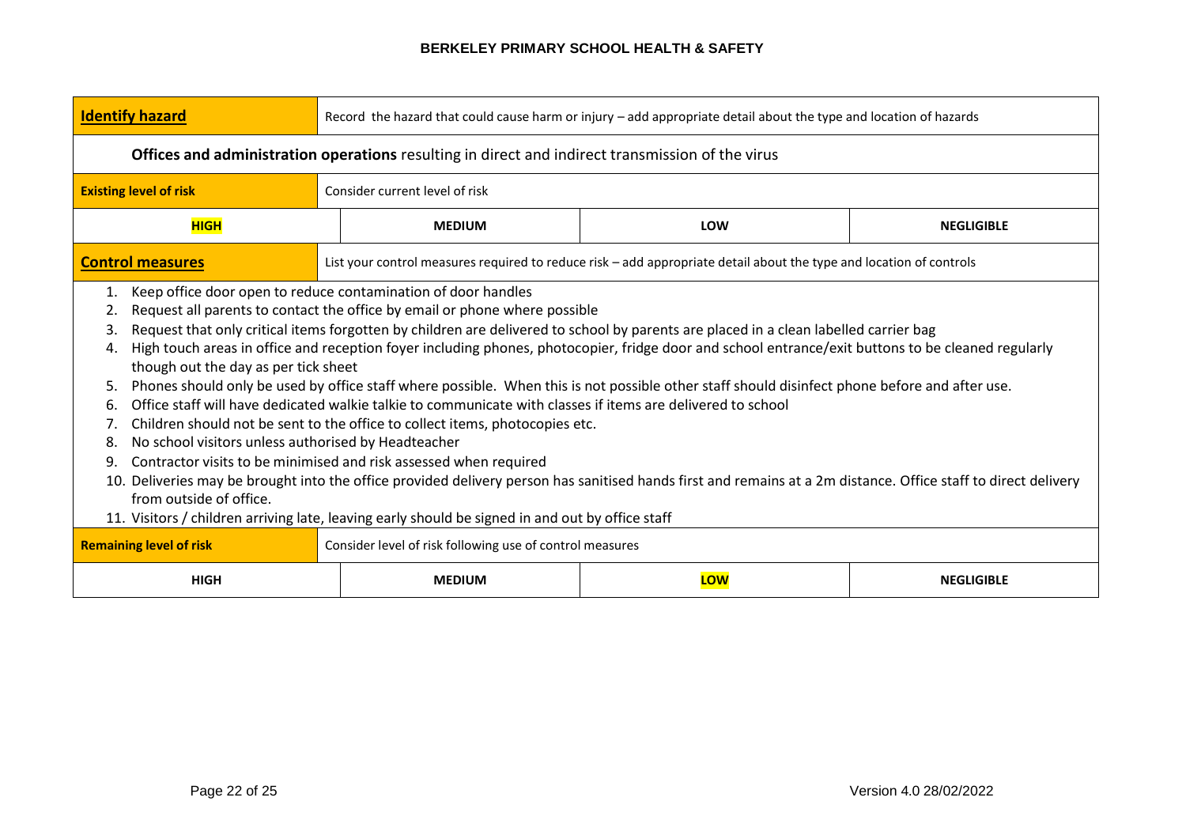| **Identify hazard** | Record the hazard that could cause harm or injury – add appropriate detail about the type and location of hazards | | |
|---|---|---|---|
| **Offices and administration operations** resulting in direct and indirect transmission of the virus | | | |
| **Existing level of risk** | Consider current level of risk | | |
| **HIGH** | **MEDIUM** | **LOW** | **NEGLIGIBLE** |
| **Control measures** | List your control measures required to reduce risk – add appropriate detail about the type and location of controls | | |
| 1. Keep office door open to reduce contamination of door handles<br>2. Request all parents to contact the office by email or phone where possible<br>3. Request that only critical items forgotten by children are delivered to school by parents are placed in a clean labelled carrier bag<br>4. High touch areas in office and reception foyer including phones, photocopier, fridge door and school entrance/exit buttons to be cleaned regularly though out the day as per tick sheet<br>5. Phones should only be used by office staff where possible. When this is not possible other staff should disinfect phone before and after use.<br>6. Office staff will have dedicated walkie talkie to communicate with classes if items are delivered to school<br>7. Children should not be sent to the office to collect items, photocopies etc.<br>8. No school visitors unless authorised by Headteacher<br>9. Contractor visits to be minimised and risk assessed when required<br>10. Deliveries may be brought into the office provided delivery person has sanitised hands first and remains at a 2m distance. Office staff to direct delivery from outside of office.<br>11. Visitors / children arriving late, leaving early should be signed in and out by office staff | | | |
| **Remaining level of risk** | Consider level of risk following use of control measures | | |
| **HIGH** | **MEDIUM** | **LOW** | **NEGLIGIBLE** |

Existing level of risk: **HIGH** (highlighted)

Remaining level of risk: **LOW** (highlighted)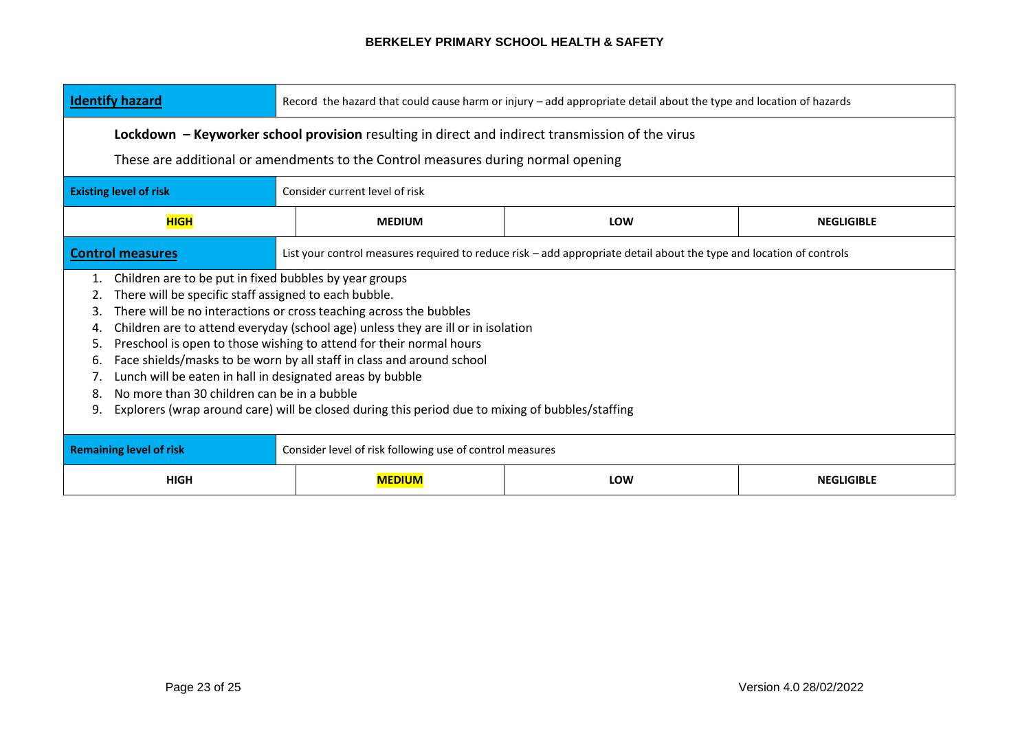| **Identify hazard** | Record the hazard that could cause harm or injury – add appropriate detail about the type and location of hazards | | |
|---|---|---|---|
| **Lockdown – Keyworker school provision** resulting in direct and indirect transmission of the virus<br>These are additional or amendments to the Control measures during normal opening | | | |
| **Existing level of risk** | Consider current level of risk | | |
| **HIGH** | **MEDIUM** | **LOW** | **NEGLIGIBLE** |
| **Control measures** | List your control measures required to reduce risk – add appropriate detail about the type and location of controls | | |
| 1. Children are to be put in fixed bubbles by year groups<br>2. There will be specific staff assigned to each bubble.<br>3. There will be no interactions or cross teaching across the bubbles<br>4. Children are to attend everyday (school age) unless they are ill or in isolation<br>5. Preschool is open to those wishing to attend for their normal hours<br>6. Face shields/masks to be worn by all staff in class and around school<br>7. Lunch will be eaten in hall in designated areas by bubble<br>8. No more than 30 children can be in a bubble<br>9. Explorers (wrap around care) will be closed during this period due to mixing of bubbles/staffing | | | |
| **Remaining level of risk** | Consider level of risk following use of control measures | | |
| **HIGH** | **MEDIUM** | **LOW** | **NEGLIGIBLE** |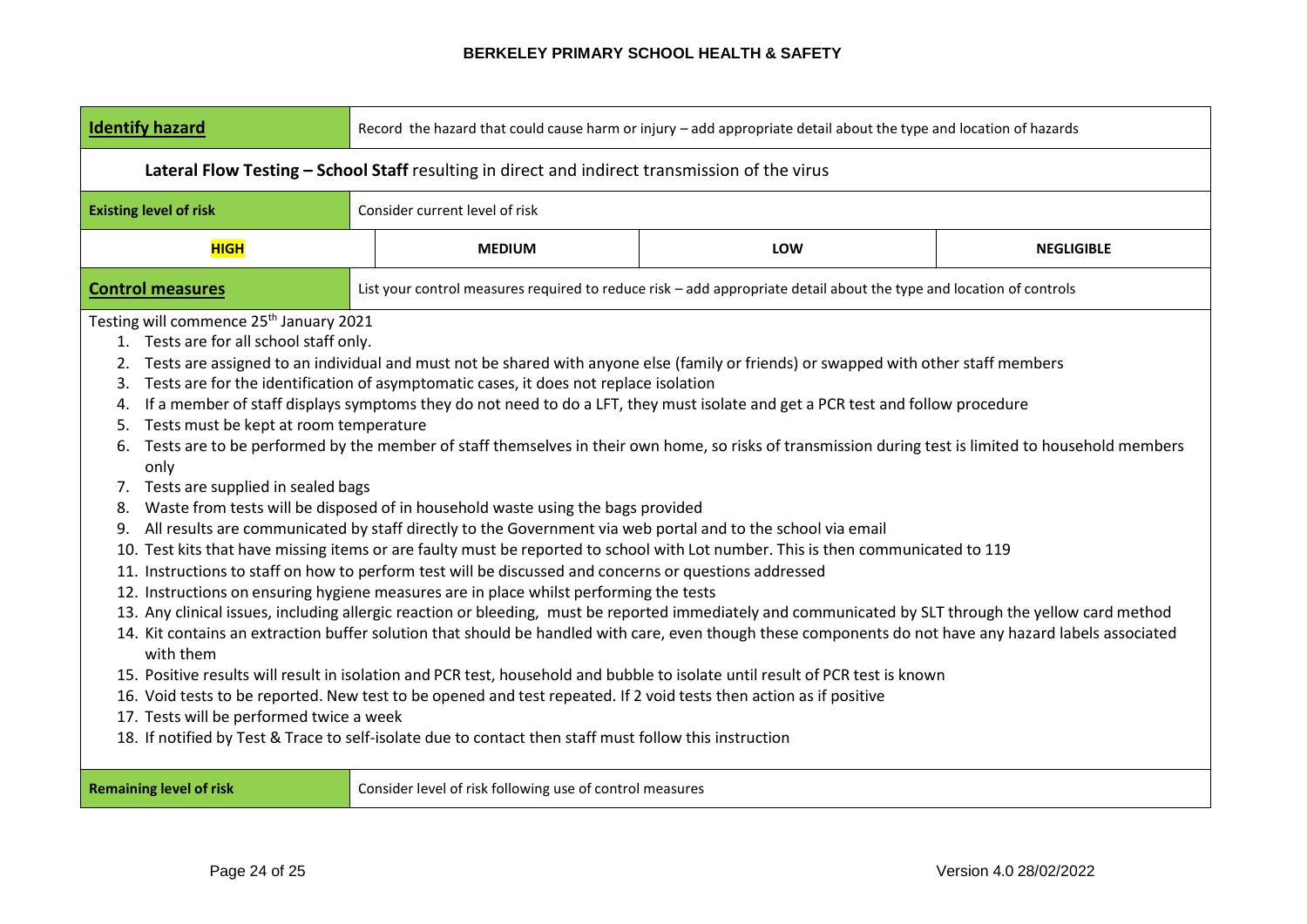| **Identify hazard** | Record the hazard that could cause harm or injury – add appropriate detail about the type and location of hazards | | |
|---|---|---|---|
| **Lateral Flow Testing – School Staff** resulting in direct and indirect transmission of the virus | | | |
| **Existing level of risk** | Consider current level of risk | | |
| **HIGH** | **MEDIUM** | **LOW** | **NEGLIGIBLE** |
| **Control measures** | List your control measures required to reduce risk – add appropriate detail about the type and location of controls | | |

Testing will commence 25th January 2021

1. Tests are for all school staff only.
2. Tests are assigned to an individual and must not be shared with anyone else (family or friends) or swapped with other staff members
3. Tests are for the identification of asymptomatic cases, it does not replace isolation
4. If a member of staff displays symptoms they do not need to do a LFT, they must isolate and get a PCR test and follow procedure
5. Tests must be kept at room temperature
6. Tests are to be performed by the member of staff themselves in their own home, so risks of transmission during test is limited to household members only
7. Tests are supplied in sealed bags
8. Waste from tests will be disposed of in household waste using the bags provided
9. All results are communicated by staff directly to the Government via web portal and to the school via email
10. Test kits that have missing items or are faulty must be reported to school with Lot number. This is then communicated to 119
11. Instructions to staff on how to perform test will be discussed and concerns or questions addressed
12. Instructions on ensuring hygiene measures are in place whilst performing the tests
13. Any clinical issues, including allergic reaction or bleeding, must be reported immediately and communicated by SLT through the yellow card method
14. Kit contains an extraction buffer solution that should be handled with care, even though these components do not have any hazard labels associated with them
15. Positive results will result in isolation and PCR test, household and bubble to isolate until result of PCR test is known
16. Void tests to be reported. New test to be opened and test repeated. If 2 void tests then action as if positive
17. Tests will be performed twice a week
18. If notified by Test & Trace to self-isolate due to contact then staff must follow this instruction

| **Remaining level of risk** | Consider level of risk following use of control measures |
|---|---|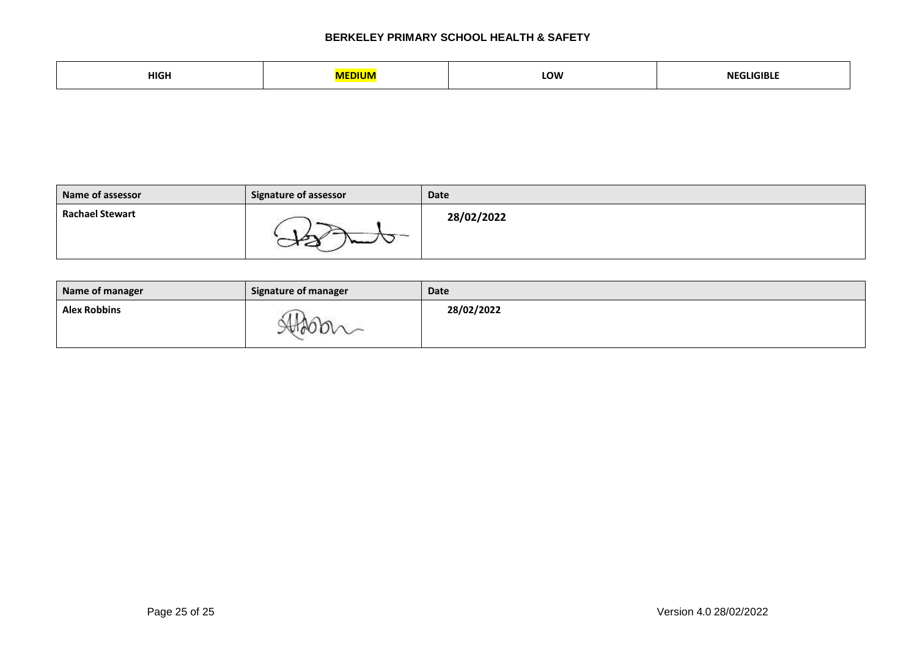| HIGH | MEDIUM | LOW | NEGLIGIBLE |
| --- | --- | --- | --- |

| Name of assessor | Signature of assessor | Date |
| --- | --- | --- |
| **Rachael Stewart** | | **28/02/2022** |

| Name of manager | Signature of manager | Date |
| --- | --- | --- |
| **Alex Robbins** | | **28/02/2022** |